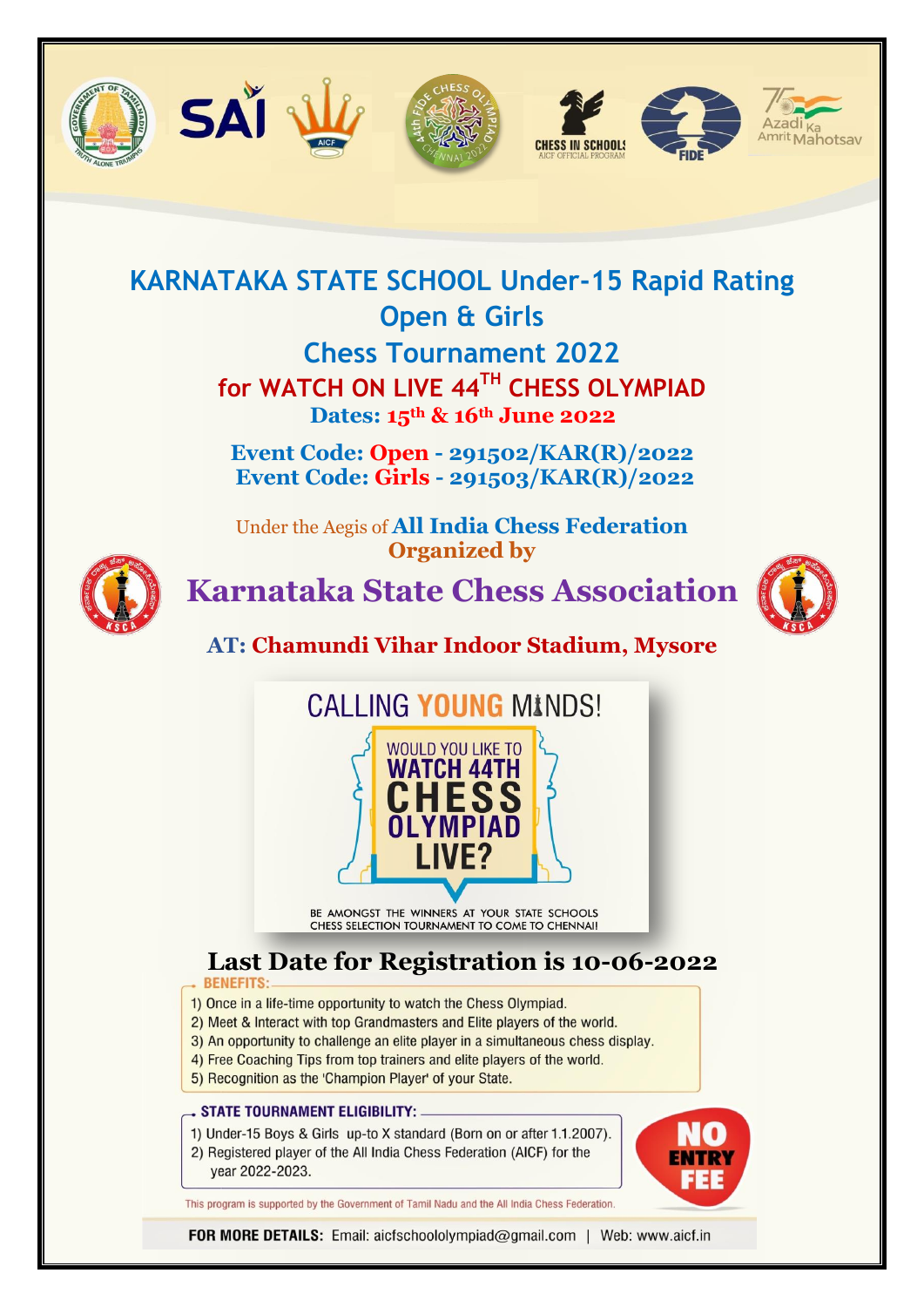# KARNATAKA STATE SCHOOL Under-15 Rapid Rating Open & Girls Chess Tournament 2022

## for WATCH ON LIVE 44TH CHESS OLYMPIAD

**Dates: 15th & 16th June 2022**

**Event Code: Open - 291502/KAR(R)/2022**
**Event Code: Girls - 291503/KAR(R)/2022**

Under the Aegis of **All India Chess Federation**
**Organized by**

# Karnataka State Chess Association

**AT: Chamundi Vihar Indoor Stadium, Mysore**

CALLING YOUNG MINDS!

WOULD YOU LIKE TO WATCH 44TH CHESS OLYMPIAD LIVE?

BE AMONGST THE WINNERS AT YOUR STATE SCHOOLS CHESS SELECTION TOURNAMENT TO COME TO CHENNAI!

## Last Date for Registration is 10-06-2022

**BENEFITS:**

1) Once in a life-time opportunity to watch the Chess Olympiad.
2) Meet & Interact with top Grandmasters and Elite players of the world.
3) An opportunity to challenge an elite player in a simultaneous chess display.
4) Free Coaching Tips from top trainers and elite players of the world.
5) Recognition as the 'Champion Player' of your State.

**STATE TOURNAMENT ELIGIBILITY:**

1) Under-15 Boys & Girls up-to X standard (Born on or after 1.1.2007).
2) Registered player of the All India Chess Federation (AICF) for the year 2022-2023.

**NO ENTRY FEE**

This program is supported by the Government of Tamil Nadu and the All India Chess Federation.

**FOR MORE DETAILS:** Email: aicfschoololympiad@gmail.com | Web: www.aicf.in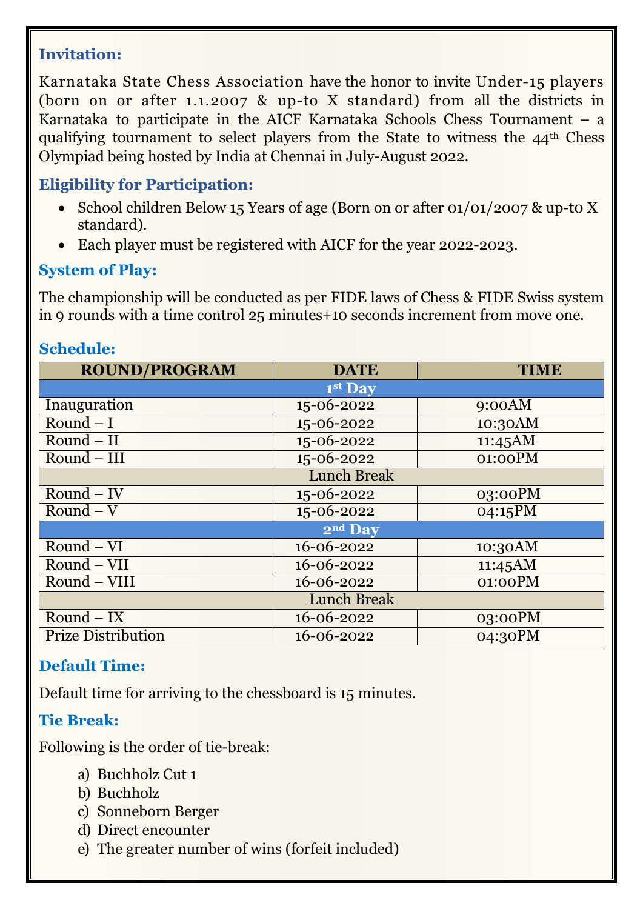### Invitation:

Karnataka State Chess Association have the honor to invite Under-15 players (born on or after 1.1.2007 & up-to X standard) from all the districts in Karnataka to participate in the AICF Karnataka Schools Chess Tournament – a qualifying tournament to select players from the State to witness the 44th Chess Olympiad being hosted by India at Chennai in July-August 2022.

### Eligibility for Participation:

- School children Below 15 Years of age (Born on or after 01/01/2007 & up-to X standard).
- Each player must be registered with AICF for the year 2022-2023.

### System of Play:

The championship will be conducted as per FIDE laws of Chess & FIDE Swiss system in 9 rounds with a time control 25 minutes+10 seconds increment from move one.

### Schedule:

| ROUND/PROGRAM | DATE | TIME |
|---|---|---|
| **1st Day** | | |
| Inauguration | 15-06-2022 | 9:00AM |
| Round – I | 15-06-2022 | 10:30AM |
| Round – II | 15-06-2022 | 11:45AM |
| Round – III | 15-06-2022 | 01:00PM |
| Lunch Break | | |
| Round – IV | 15-06-2022 | 03:00PM |
| Round – V | 15-06-2022 | 04:15PM |
| **2nd Day** | | |
| Round – VI | 16-06-2022 | 10:30AM |
| Round – VII | 16-06-2022 | 11:45AM |
| Round – VIII | 16-06-2022 | 01:00PM |
| Lunch Break | | |
| Round – IX | 16-06-2022 | 03:00PM |
| Prize Distribution | 16-06-2022 | 04:30PM |

### Default Time:

Default time for arriving to the chessboard is 15 minutes.

### Tie Break:

Following is the order of tie-break:

a) Buchholz Cut 1
b) Buchholz
c) Sonneborn Berger
d) Direct encounter
e) The greater number of wins (forfeit included)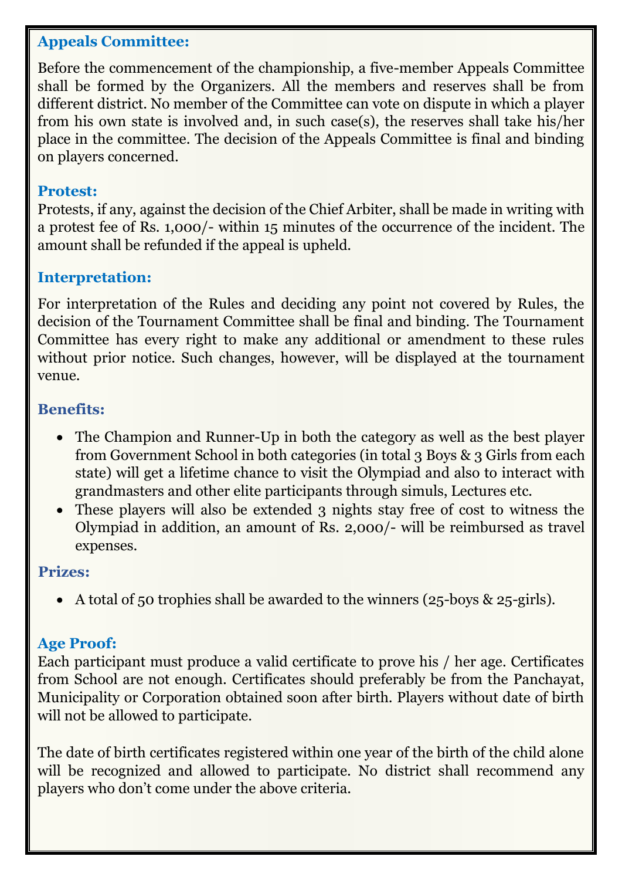## Appeals Committee:

Before the commencement of the championship, a five-member Appeals Committee shall be formed by the Organizers. All the members and reserves shall be from different district. No member of the Committee can vote on dispute in which a player from his own state is involved and, in such case(s), the reserves shall take his/her place in the committee. The decision of the Appeals Committee is final and binding on players concerned.

## Protest:

Protests, if any, against the decision of the Chief Arbiter, shall be made in writing with a protest fee of Rs. 1,000/- within 15 minutes of the occurrence of the incident. The amount shall be refunded if the appeal is upheld.

## Interpretation:

For interpretation of the Rules and deciding any point not covered by Rules, the decision of the Tournament Committee shall be final and binding. The Tournament Committee has every right to make any additional or amendment to these rules without prior notice. Such changes, however, will be displayed at the tournament venue.

## Benefits:

- The Champion and Runner-Up in both the category as well as the best player from Government School in both categories (in total 3 Boys & 3 Girls from each state) will get a lifetime chance to visit the Olympiad and also to interact with grandmasters and other elite participants through simuls, Lectures etc.
- These players will also be extended 3 nights stay free of cost to witness the Olympiad in addition, an amount of Rs. 2,000/- will be reimbursed as travel expenses.

## Prizes:

- A total of 50 trophies shall be awarded to the winners (25-boys & 25-girls).

## Age Proof:

Each participant must produce a valid certificate to prove his / her age. Certificates from School are not enough. Certificates should preferably be from the Panchayat, Municipality or Corporation obtained soon after birth. Players without date of birth will not be allowed to participate.

The date of birth certificates registered within one year of the birth of the child alone will be recognized and allowed to participate. No district shall recommend any players who don't come under the above criteria.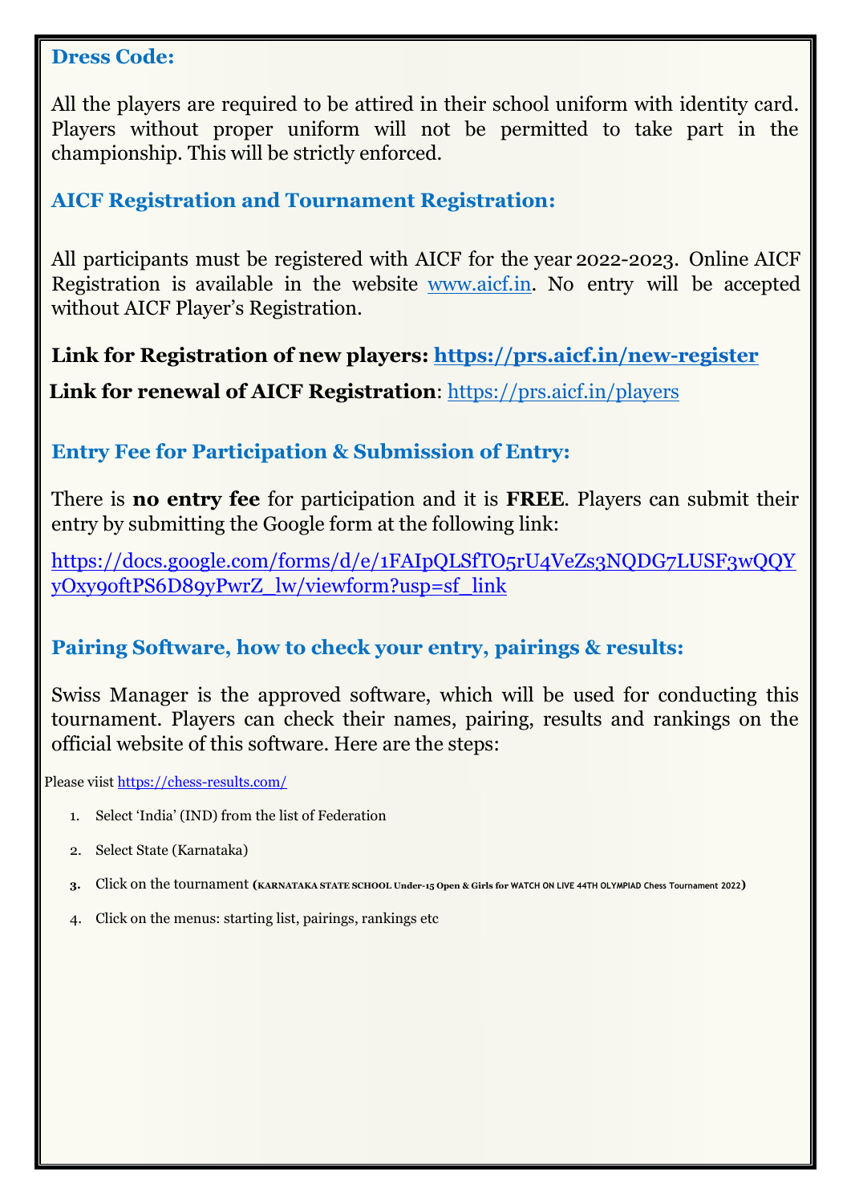## Dress Code:

All the players are required to be attired in their school uniform with identity card. Players without proper uniform will not be permitted to take part in the championship. This will be strictly enforced.

## AICF Registration and Tournament Registration:

All participants must be registered with AICF for the year 2022-2023. Online AICF Registration is available in the website www.aicf.in. No entry will be accepted without AICF Player's Registration.

**Link for Registration of new players: https://prs.aicf.in/new-register**

**Link for renewal of AICF Registration**: https://prs.aicf.in/players

## Entry Fee for Participation & Submission of Entry:

There is **no entry fee** for participation and it is **FREE**. Players can submit their entry by submitting the Google form at the following link:

https://docs.google.com/forms/d/e/1FAIpQLSfTO5rU4VeZs3NQDG7LUSF3wQQYyOxy9oftPS6D89yPwrZ_lw/viewform?usp=sf_link

## Pairing Software, how to check your entry, pairings & results:

Swiss Manager is the approved software, which will be used for conducting this tournament. Players can check their names, pairing, results and rankings on the official website of this software. Here are the steps:

Please viist https://chess-results.com/

1. Select 'India' (IND) from the list of Federation
2. Select State (Karnataka)
3. Click on the tournament (**KARNATAKA STATE SCHOOL Under-15 Open & Girls for WATCH ON LIVE 44TH OLYMPIAD Chess Tournament 2022**)
4. Click on the menus: starting list, pairings, rankings etc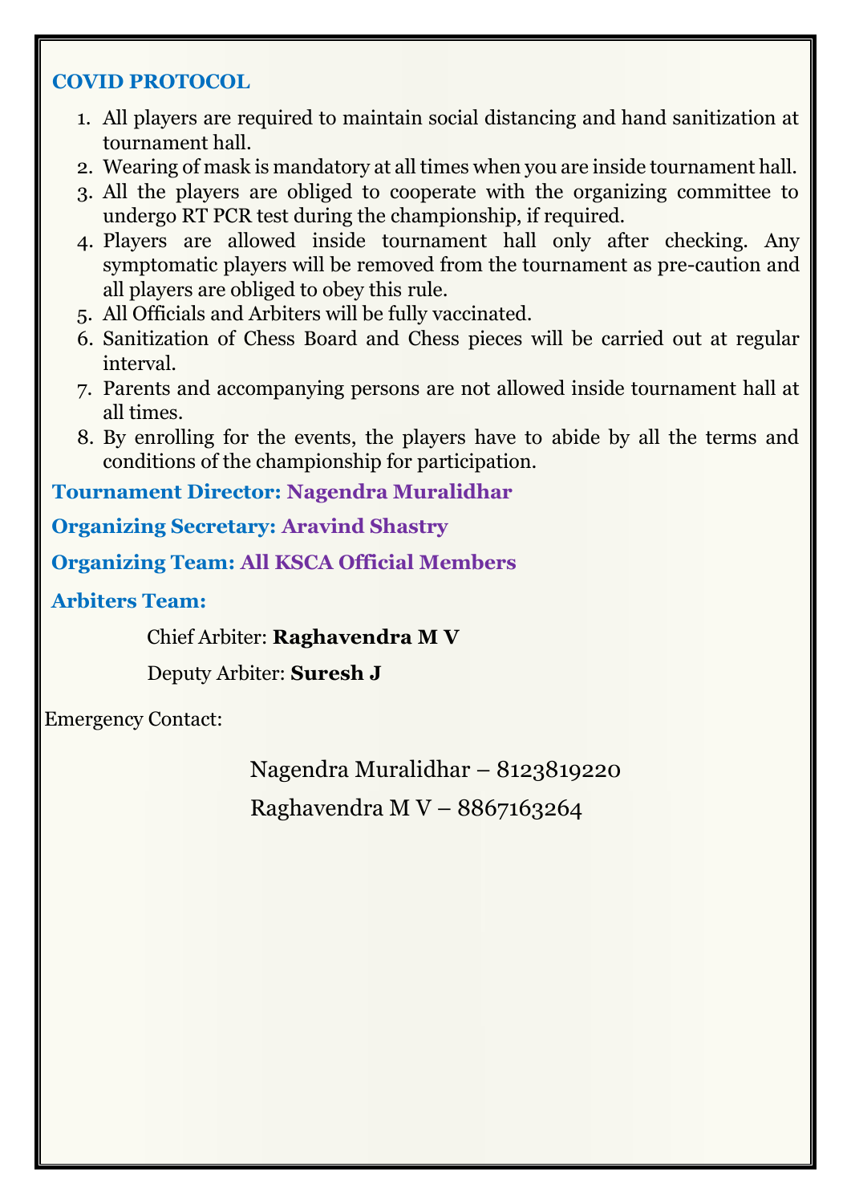## COVID PROTOCOL

1. All players are required to maintain social distancing and hand sanitization at tournament hall.
2. Wearing of mask is mandatory at all times when you are inside tournament hall.
3. All the players are obliged to cooperate with the organizing committee to undergo RT PCR test during the championship, if required.
4. Players are allowed inside tournament hall only after checking. Any symptomatic players will be removed from the tournament as pre-caution and all players are obliged to obey this rule.
5. All Officials and Arbiters will be fully vaccinated.
6. Sanitization of Chess Board and Chess pieces will be carried out at regular interval.
7. Parents and accompanying persons are not allowed inside tournament hall at all times.
8. By enrolling for the events, the players have to abide by all the terms and conditions of the championship for participation.

**Tournament Director: Nagendra Muralidhar**

**Organizing Secretary: Aravind Shastry**

**Organizing Team: All KSCA Official Members**

**Arbiters Team:**

Chief Arbiter: **Raghavendra M V**

Deputy Arbiter: **Suresh J**

Emergency Contact:

Nagendra Muralidhar – 8123819220

Raghavendra M V – 8867163264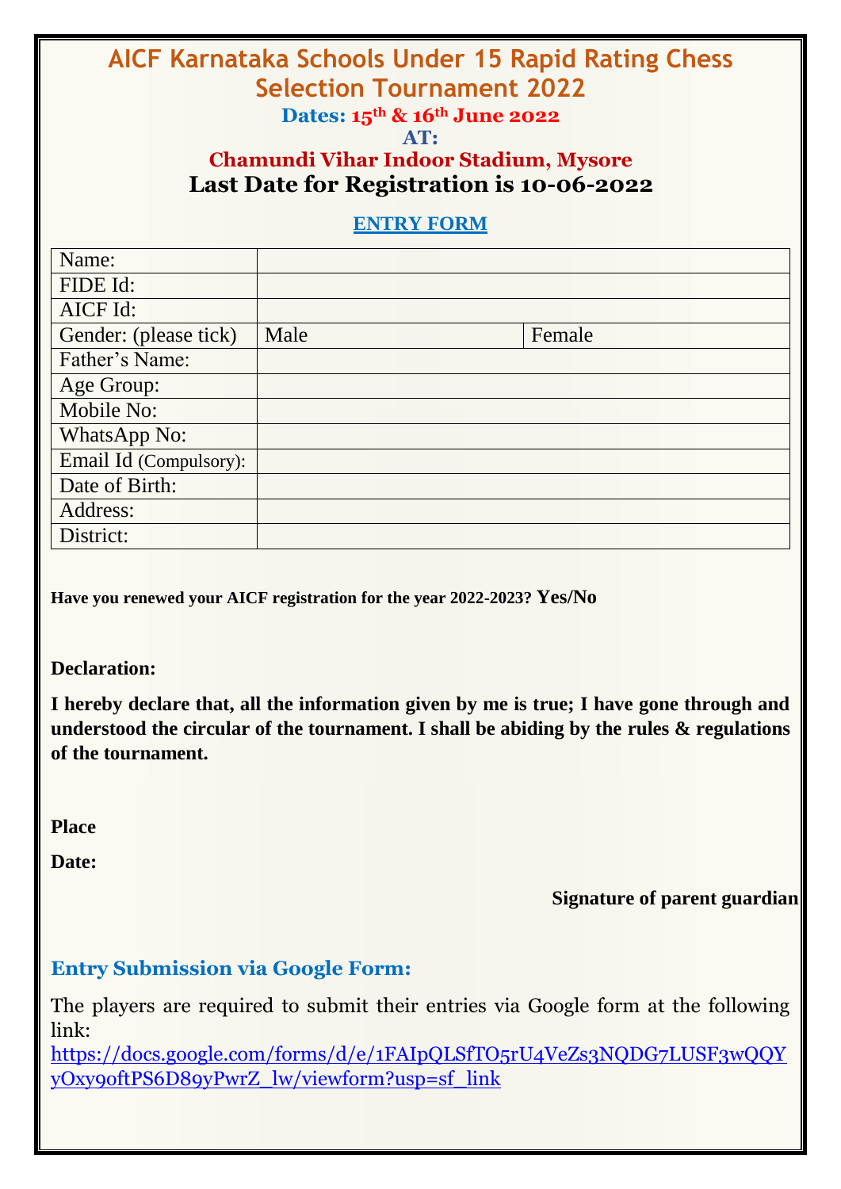# AICF Karnataka Schools Under 15 Rapid Rating Chess Selection Tournament 2022

**Dates: 15th & 16th June 2022**

**AT:**

**Chamundi Vihar Indoor Stadium, Mysore**

## Last Date for Registration is 10-06-2022

**ENTRY FORM**

| | | |
|---|---|---|
| Name: | | |
| FIDE Id: | | |
| AICF Id: | | |
| Gender: (please tick) | Male | Female |
| Father's Name: | | |
| Age Group: | | |
| Mobile No: | | |
| WhatsApp No: | | |
| Email Id (Compulsory): | | |
| Date of Birth: | | |
| Address: | | |
| District: | | |

**Have you renewed your AICF registration for the year 2022-2023? Yes/No**

**Declaration:**

**I hereby declare that, all the information given by me is true; I have gone through and understood the circular of the tournament. I shall be abiding by the rules & regulations of the tournament.**

**Place**

**Date:**

**Signature of parent guardian**

### Entry Submission via Google Form:

The players are required to submit their entries via Google form at the following link:
https://docs.google.com/forms/d/e/1FAIpQLSfTO5rU4VeZs3NQDG7LUSF3wQQYyOxy9oftPS6D89yPwrZ_lw/viewform?usp=sf_link